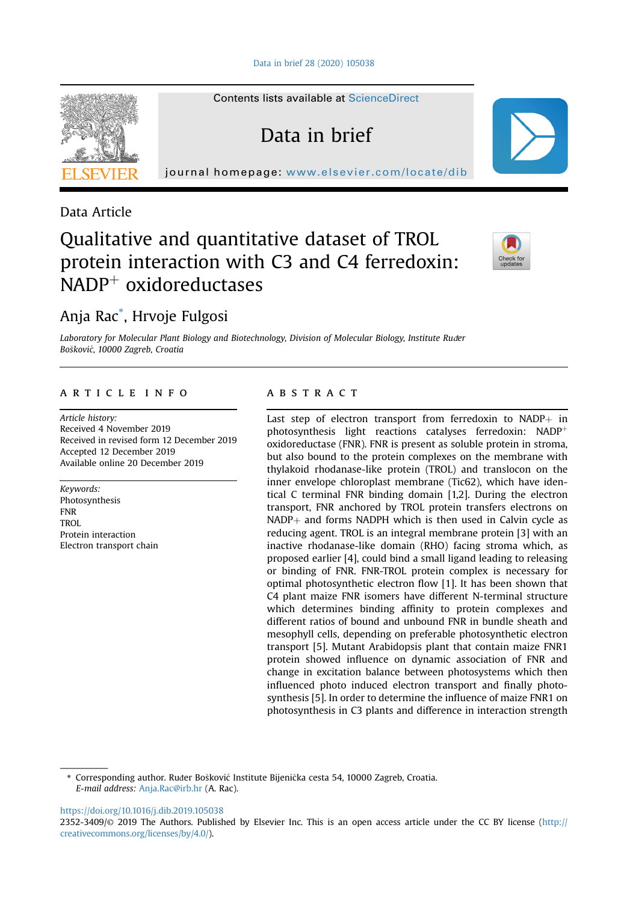Data in brief 28 (2020) 105038

Contents lists available at ScienceDirect

# Data in brief

journal homepage: www.elsevier.com/locate/dib

Data Article

# Qualitative and quantitative dataset of TROL protein interaction with C3 and C4 ferredoxin: NADP$^{+}$ oxidoreductases

Anja Rac*, Hrvoje Fulgosi

*Laboratory for Molecular Plant Biology and Biotechnology, Division of Molecular Biology, Institute Ruđer Bošković, 10000 Zagreb, Croatia*

## ARTICLE INFO

*Article history:*
Received 4 November 2019
Received in revised form 12 December 2019
Accepted 12 December 2019
Available online 20 December 2019

*Keywords:*
Photosynthesis
FNR
TROL
Protein interaction
Electron transport chain

## ABSTRACT

Last step of electron transport from ferredoxin to NADP+ in photosynthesis light reactions catalyses ferredoxin: NADP$^{+}$ oxidoreductase (FNR). FNR is present as soluble protein in stroma, but also bound to the protein complexes on the membrane with thylakoid rhodanase-like protein (TROL) and translocon on the inner envelope chloroplast membrane (Tic62), which have identical C terminal FNR binding domain [1,2]. During the electron transport, FNR anchored by TROL protein transfers electrons on NADP+ and forms NADPH which is then used in Calvin cycle as reducing agent. TROL is an integral membrane protein [3] with an inactive rhodanase-like domain (RHO) facing stroma which, as proposed earlier [4], could bind a small ligand leading to releasing or binding of FNR. FNR-TROL protein complex is necessary for optimal photosynthetic electron flow [1]. It has been shown that C4 plant maize FNR isomers have different N-terminal structure which determines binding affinity to protein complexes and different ratios of bound and unbound FNR in bundle sheath and mesophyll cells, depending on preferable photosynthetic electron transport [5]. Mutant Arabidopsis plant that contain maize FNR1 protein showed influence on dynamic association of FNR and change in excitation balance between photosystems which then influenced photo induced electron transport and finally photosynthesis [5]. In order to determine the influence of maize FNR1 on photosynthesis in C3 plants and difference in interaction strength

---

* Corresponding author. Ruđer Bošković Institute Bijenička cesta 54, 10000 Zagreb, Croatia.
*E-mail address:* Anja.Rac@irb.hr (A. Rac).

https://doi.org/10.1016/j.dib.2019.105038
2352-3409/© 2019 The Authors. Published by Elsevier Inc. This is an open access article under the CC BY license (http://creativecommons.org/licenses/by/4.0/).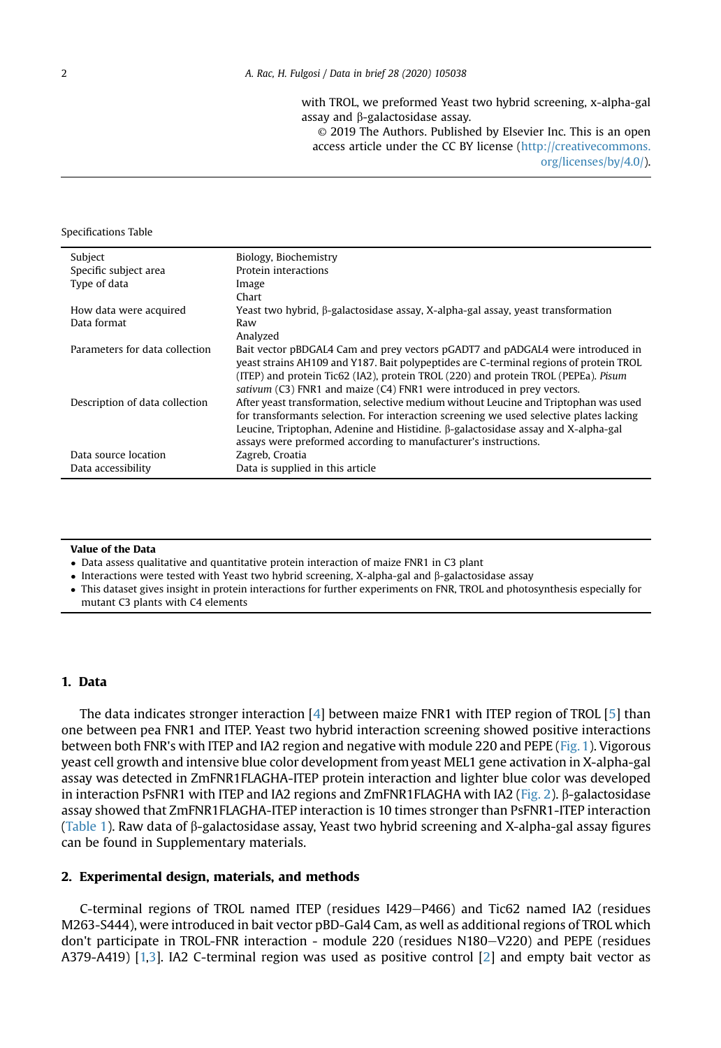with TROL, we preformed Yeast two hybrid screening, x-alpha-gal assay and β-galactosidase assay.

© 2019 The Authors. Published by Elsevier Inc. This is an open access article under the CC BY license (http://creativecommons.org/licenses/by/4.0/).

Specifications Table

| | |
|---|---|
| Subject | Biology, Biochemistry |
| Specific subject area | Protein interactions |
| Type of data | Image<br>Chart |
| How data were acquired | Yeast two hybrid, β-galactosidase assay, X-alpha-gal assay, yeast transformation |
| Data format | Raw<br>Analyzed |
| Parameters for data collection | Bait vector pBDGAL4 Cam and prey vectors pGADT7 and pADGAL4 were introduced in yeast strains AH109 and Y187. Bait polypeptides are C-terminal regions of protein TROL (ITEP) and protein Tic62 (IA2), protein TROL (220) and protein TROL (PEPEa). *Pisum sativum* (C3) FNR1 and maize (C4) FNR1 were introduced in prey vectors. |
| Description of data collection | After yeast transformation, selective medium without Leucine and Triptophan was used for transformants selection. For interaction screening we used selective plates lacking Leucine, Triptophan, Adenine and Histidine. β-galactosidase assay and X-alpha-gal assays were preformed according to manufacturer's instructions. |
| Data source location | Zagreb, Croatia |
| Data accessibility | Data is supplied in this article |

**Value of the Data**

- Data assess qualitative and quantitative protein interaction of maize FNR1 in C3 plant
- Interactions were tested with Yeast two hybrid screening, X-alpha-gal and β-galactosidase assay
- This dataset gives insight in protein interactions for further experiments on FNR, TROL and photosynthesis especially for mutant C3 plants with C4 elements

## 1. Data

The data indicates stronger interaction [4] between maize FNR1 with ITEP region of TROL [5] than one between pea FNR1 and ITEP. Yeast two hybrid interaction screening showed positive interactions between both FNR's with ITEP and IA2 region and negative with module 220 and PEPE (Fig. 1). Vigorous yeast cell growth and intensive blue color development from yeast MEL1 gene activation in X-alpha-gal assay was detected in ZmFNR1FLAGHA-ITEP protein interaction and lighter blue color was developed in interaction PsFNR1 with ITEP and IA2 regions and ZmFNR1FLAGHA with IA2 (Fig. 2). β-galactosidase assay showed that ZmFNR1FLAGHA-ITEP interaction is 10 times stronger than PsFNR1-ITEP interaction (Table 1). Raw data of β-galactosidase assay, Yeast two hybrid screening and X-alpha-gal assay figures can be found in Supplementary materials.

## 2. Experimental design, materials, and methods

C-terminal regions of TROL named ITEP (residues I429–P466) and Tic62 named IA2 (residues M263-S444), were introduced in bait vector pBD-Gal4 Cam, as well as additional regions of TROL which don't participate in TROL-FNR interaction - module 220 (residues N180–V220) and PEPE (residues A379-A419) [1,3]. IA2 C-terminal region was used as positive control [2] and empty bait vector as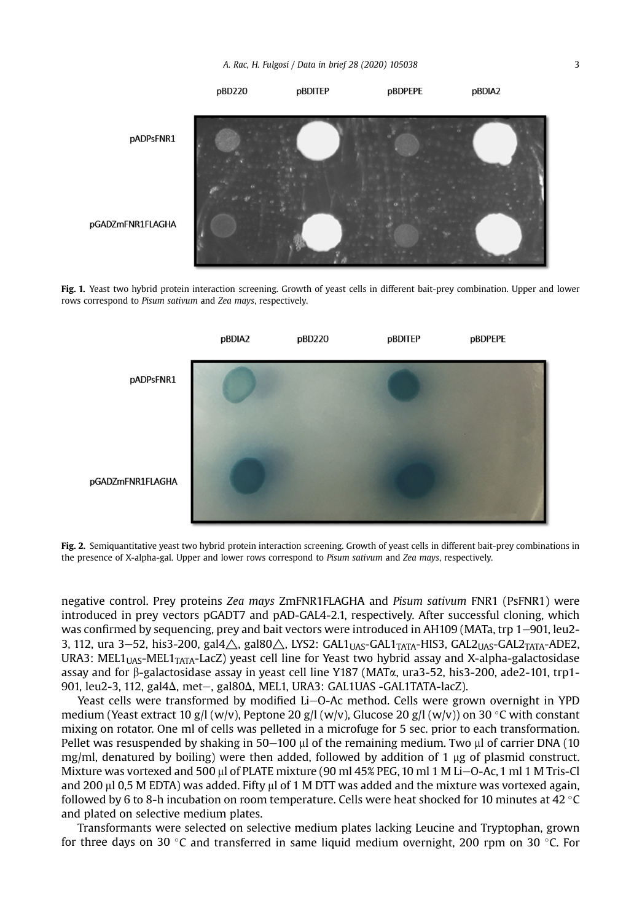Fig. 1. Yeast two hybrid protein interaction screening. Growth of yeast cells in different bait-prey combination. Upper and lower rows correspond to *Pisum sativum* and *Zea mays*, respectively.

Fig. 2. Semiquantitative yeast two hybrid protein interaction screening. Growth of yeast cells in different bait-prey combinations in the presence of X-alpha-gal. Upper and lower rows correspond to *Pisum sativum* and *Zea mays*, respectively.

negative control. Prey proteins *Zea mays* ZmFNR1FLAGHA and *Pisum sativum* FNR1 (PsFNR1) were introduced in prey vectors pGADT7 and pAD-GAL4-2.1, respectively. After successful cloning, which was confirmed by sequencing, prey and bait vectors were introduced in AH109 (MATa, trp 1−901, leu2-3, 112, ura 3−52, his3-200, gal4△, gal80△, LYS2: $GAL1_{UAS}$-$GAL1_{TATA}$-HIS3, $GAL2_{UAS}$-$GAL2_{TATA}$-ADE2, URA3: $MEL1_{UAS}$-$MEL1_{TATA}$-LacZ) yeast cell line for Yeast two hybrid assay and X-alpha-galactosidase assay and for β-galactosidase assay in yeast cell line Y187 (MATα, ura3-52, his3-200, ade2-101, trp1-901, leu2-3, 112, gal4Δ, met−, gal80Δ, MEL1, URA3: GAL1UAS -GAL1TATA-lacZ).

Yeast cells were transformed by modified Li−O-Ac method. Cells were grown overnight in YPD medium (Yeast extract 10 g/l (w/v), Peptone 20 g/l (w/v), Glucose 20 g/l (w/v)) on 30 °C with constant mixing on rotator. One ml of cells was pelleted in a microfuge for 5 sec. prior to each transformation. Pellet was resuspended by shaking in 50−100 μl of the remaining medium. Two μl of carrier DNA (10 mg/ml, denatured by boiling) were then added, followed by addition of 1 μg of plasmid construct. Mixture was vortexed and 500 μl of PLATE mixture (90 ml 45% PEG, 10 ml 1 M Li−O-Ac, 1 ml 1 M Tris-Cl and 200 μl 0,5 M EDTA) was added. Fifty μl of 1 M DTT was added and the mixture was vortexed again, followed by 6 to 8-h incubation on room temperature. Cells were heat shocked for 10 minutes at 42 °C and plated on selective medium plates.

Transformants were selected on selective medium plates lacking Leucine and Tryptophan, grown for three days on 30 °C and transferred in same liquid medium overnight, 200 rpm on 30 °C. For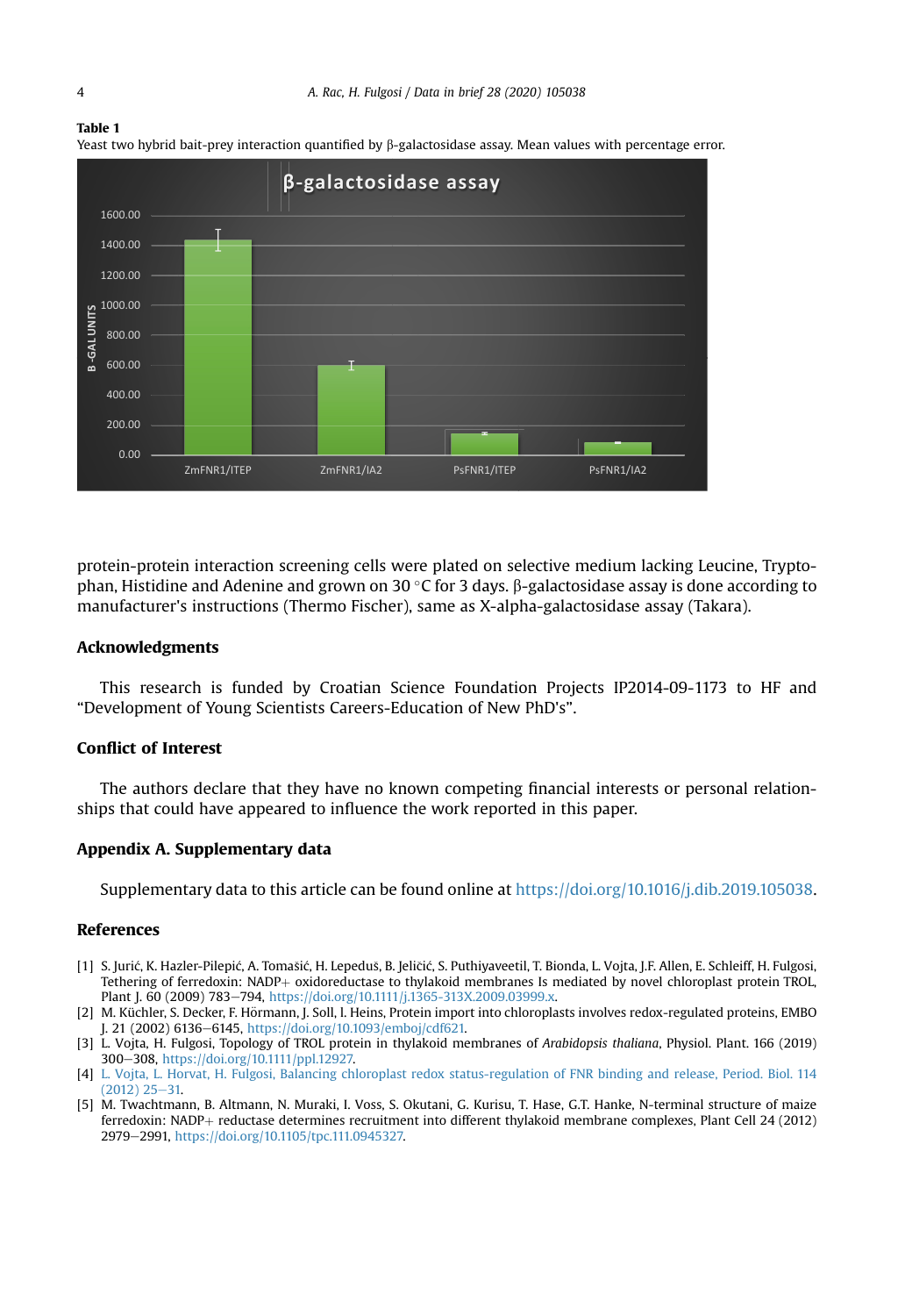**Table 1**
Yeast two hybrid bait-prey interaction quantified by β-galactosidase assay. Mean values with percentage error.

β-galactosidase assay

B -GAL UNITS

1600.00
1400.00
1200.00
1000.00
800.00
600.00
400.00
200.00
0.00

ZmFNR1/ITEP
ZmFNR1/IA2
PsFNR1/ITEP
PsFNR1/IA2

protein-protein interaction screening cells were plated on selective medium lacking Leucine, Tryptophan, Histidine and Adenine and grown on 30 °C for 3 days. β-galactosidase assay is done according to manufacturer's instructions (Thermo Fischer), same as X-alpha-galactosidase assay (Takara).

## Acknowledgments

This research is funded by Croatian Science Foundation Projects IP2014-09-1173 to HF and "Development of Young Scientists Careers-Education of New PhD's".

## Conflict of Interest

The authors declare that they have no known competing financial interests or personal relationships that could have appeared to influence the work reported in this paper.

## Appendix A. Supplementary data

Supplementary data to this article can be found online at https://doi.org/10.1016/j.dib.2019.105038.

## References

[1] S. Jurić, K. Hazler-Pilepić, A. Tomašić, H. Lepeduš, B. Jeličić, S. Puthiyaveetil, T. Bionda, L. Vojta, J.F. Allen, E. Schleiff, H. Fulgosi, Tethering of ferredoxin: NADP+ oxidoreductase to thylakoid membranes Is mediated by novel chloroplast protein TROL, Plant J. 60 (2009) 783–794, https://doi.org/10.1111/j.1365-313X.2009.03999.x.

[2] M. Küchler, S. Decker, F. Hörmann, J. Soll, l. Heins, Protein import into chloroplasts involves redox-regulated proteins, EMBO J. 21 (2002) 6136–6145, https://doi.org/10.1093/emboj/cdf621.

[3] L. Vojta, H. Fulgosi, Topology of TROL protein in thylakoid membranes of *Arabidopsis thaliana*, Physiol. Plant. 166 (2019) 300–308, https://doi.org/10.1111/ppl.12927.

[4] L. Vojta, L. Horvat, H. Fulgosi, Balancing chloroplast redox status-regulation of FNR binding and release, Period. Biol. 114 (2012) 25–31.

[5] M. Twachtmann, B. Altmann, N. Muraki, I. Voss, S. Okutani, G. Kurisu, T. Hase, G.T. Hanke, N-terminal structure of maize ferredoxin: NADP+ reductase determines recruitment into different thylakoid membrane complexes, Plant Cell 24 (2012) 2979–2991, https://doi.org/10.1105/tpc.111.0945327.